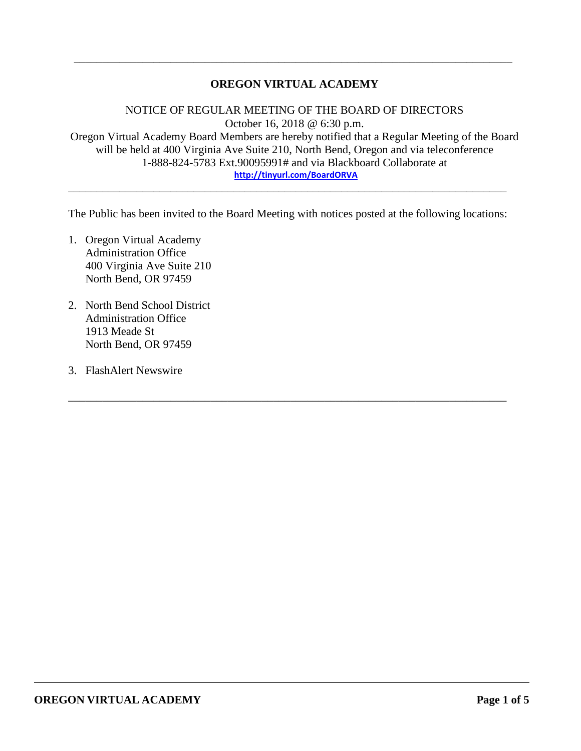# OREGON VIRTUAL ACADEMY

NOTICE OF REGULAR MEETING OF THE BOARD OF DIRECTORS
October 16, 2018 @ 6:30 p.m.
Oregon Virtual Academy Board Members are hereby notified that a Regular Meeting of the Board will be held at 400 Virginia Ave Suite 210, North Bend, Oregon and via teleconference 1-888-824-5783 Ext.90095991# and via Blackboard Collaborate at
**http://tinyurl.com/BoardORVA**

---

The Public has been invited to the Board Meeting with notices posted at the following locations:

1. Oregon Virtual Academy
   Administration Office
   400 Virginia Ave Suite 210
   North Bend, OR 97459

2. North Bend School District
   Administration Office
   1913 Meade St
   North Bend, OR 97459

3. FlashAlert Newswire

---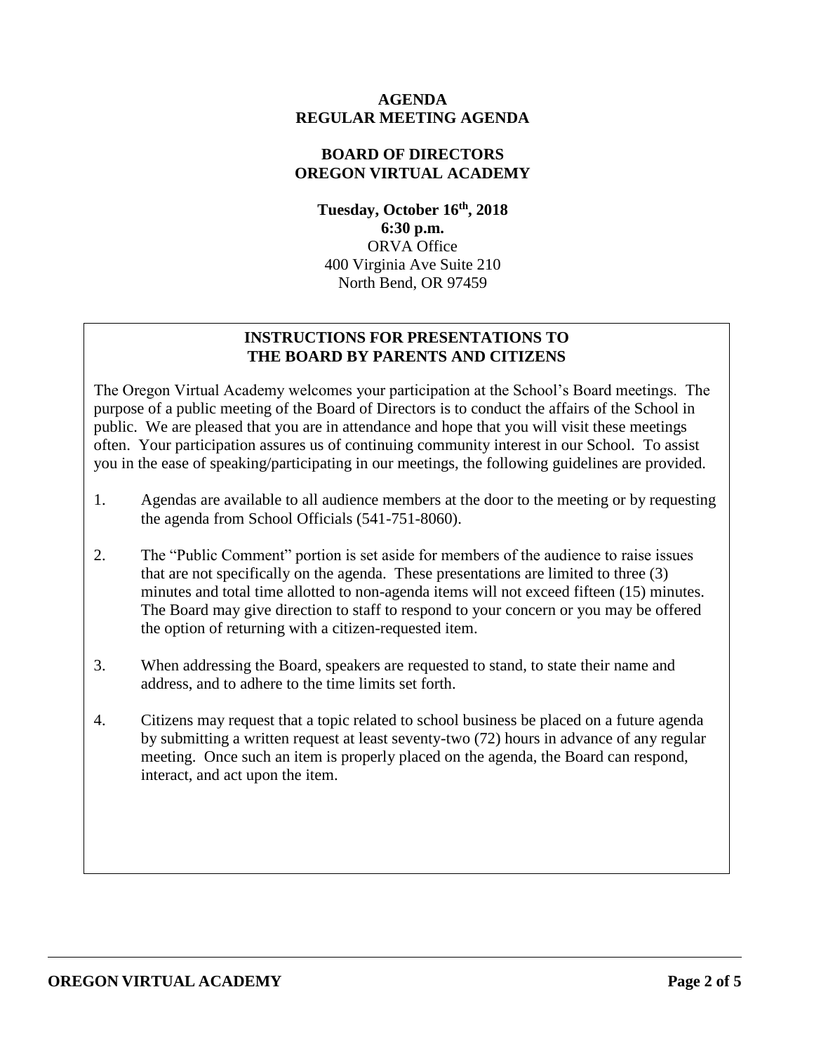# AGENDA
## REGULAR MEETING AGENDA

## BOARD OF DIRECTORS
## OREGON VIRTUAL ACADEMY

**Tuesday, October 16th, 2018**
**6:30 p.m.**
ORVA Office
400 Virginia Ave Suite 210
North Bend, OR 97459

### INSTRUCTIONS FOR PRESENTATIONS TO THE BOARD BY PARENTS AND CITIZENS

The Oregon Virtual Academy welcomes your participation at the School's Board meetings. The purpose of a public meeting of the Board of Directors is to conduct the affairs of the School in public. We are pleased that you are in attendance and hope that you will visit these meetings often. Your participation assures us of continuing community interest in our School. To assist you in the ease of speaking/participating in our meetings, the following guidelines are provided.

1. Agendas are available to all audience members at the door to the meeting or by requesting the agenda from School Officials (541-751-8060).

2. The "Public Comment" portion is set aside for members of the audience to raise issues that are not specifically on the agenda. These presentations are limited to three (3) minutes and total time allotted to non-agenda items will not exceed fifteen (15) minutes. The Board may give direction to staff to respond to your concern or you may be offered the option of returning with a citizen-requested item.

3. When addressing the Board, speakers are requested to stand, to state their name and address, and to adhere to the time limits set forth.

4. Citizens may request that a topic related to school business be placed on a future agenda by submitting a written request at least seventy-two (72) hours in advance of any regular meeting. Once such an item is properly placed on the agenda, the Board can respond, interact, and act upon the item.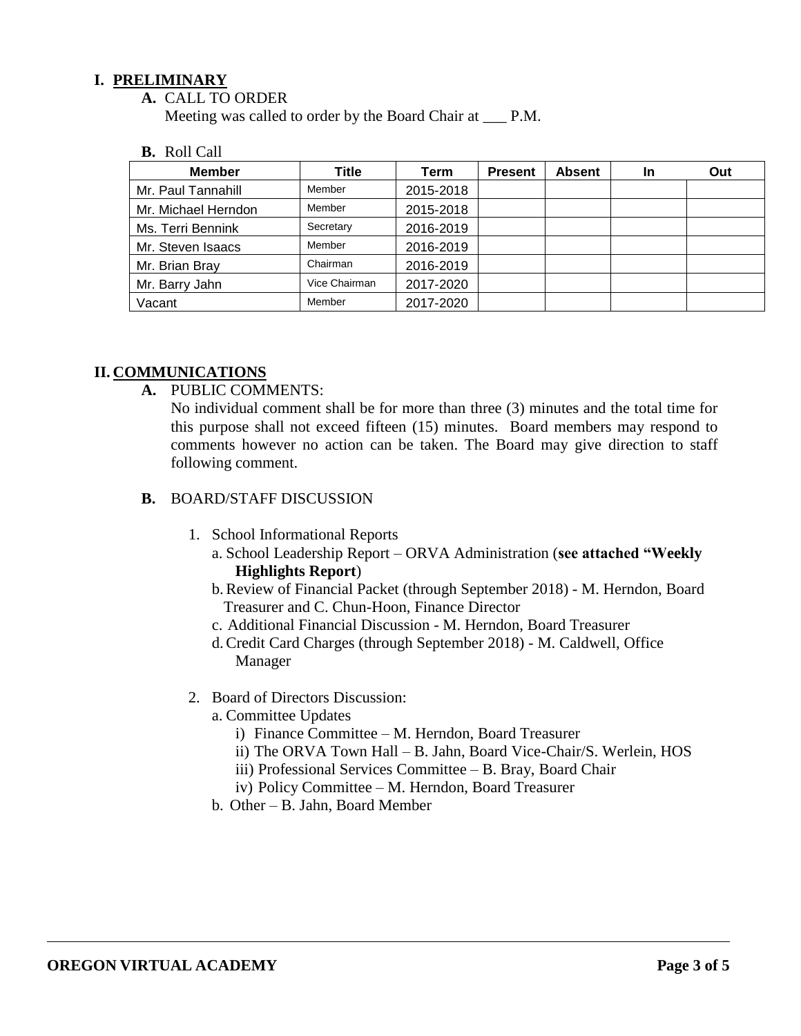## I. PRELIMINARY

**A.** CALL TO ORDER

Meeting was called to order by the Board Chair at ___ P.M.

**B.** Roll Call

| Member | Title | Term | Present | Absent | In | Out |
|---|---|---|---|---|---|---|
| Mr. Paul Tannahill | Member | 2015-2018 | | | | |
| Mr. Michael Herndon | Member | 2015-2018 | | | | |
| Ms. Terri Bennink | Secretary | 2016-2019 | | | | |
| Mr. Steven Isaacs | Member | 2016-2019 | | | | |
| Mr. Brian Bray | Chairman | 2016-2019 | | | | |
| Mr. Barry Jahn | Vice Chairman | 2017-2020 | | | | |
| Vacant | Member | 2017-2020 | | | | |

## II. COMMUNICATIONS

**A.** PUBLIC COMMENTS:

No individual comment shall be for more than three (3) minutes and the total time for this purpose shall not exceed fifteen (15) minutes. Board members may respond to comments however no action can be taken. The Board may give direction to staff following comment.

**B.** BOARD/STAFF DISCUSSION

1. School Informational Reports
   - a. School Leadership Report – ORVA Administration (**see attached "Weekly Highlights Report**)
   - b. Review of Financial Packet (through September 2018) - M. Herndon, Board Treasurer and C. Chun-Hoon, Finance Director
   - c. Additional Financial Discussion - M. Herndon, Board Treasurer
   - d. Credit Card Charges (through September 2018) - M. Caldwell, Office Manager
2. Board of Directors Discussion:
   - a. Committee Updates
     - i) Finance Committee – M. Herndon, Board Treasurer
     - ii) The ORVA Town Hall – B. Jahn, Board Vice-Chair/S. Werlein, HOS
     - iii) Professional Services Committee – B. Bray, Board Chair
     - iv) Policy Committee – M. Herndon, Board Treasurer
   - b. Other – B. Jahn, Board Member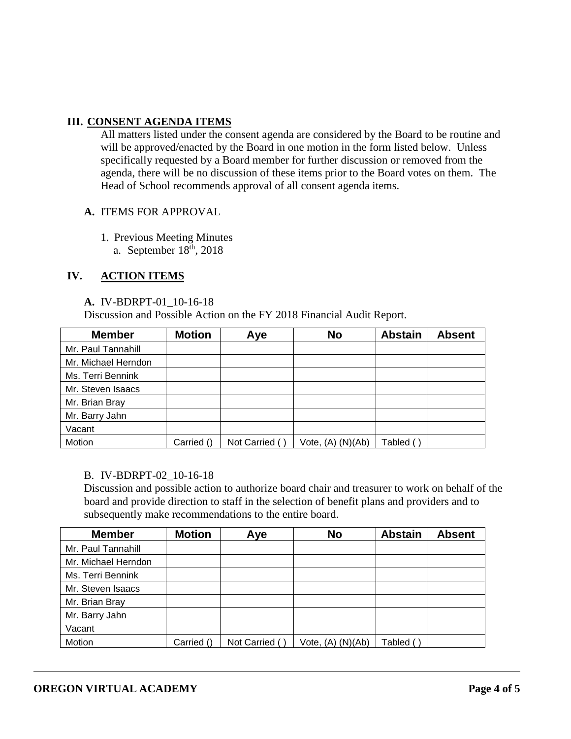## III. CONSENT AGENDA ITEMS

All matters listed under the consent agenda are considered by the Board to be routine and will be approved/enacted by the Board in one motion in the form listed below. Unless specifically requested by a Board member for further discussion or removed from the agenda, there will be no discussion of these items prior to the Board votes on them. The Head of School recommends approval of all consent agenda items.

**A.** ITEMS FOR APPROVAL

1. Previous Meeting Minutes
   a. September 18th, 2018

## IV. ACTION ITEMS

**A.** IV-BDRPT-01_10-16-18

Discussion and Possible Action on the FY 2018 Financial Audit Report.

| Member | Motion | Aye | No | Abstain | Absent |
|---|---|---|---|---|---|
| Mr. Paul Tannahill | | | | | |
| Mr. Michael Herndon | | | | | |
| Ms. Terri Bennink | | | | | |
| Mr. Steven Isaacs | | | | | |
| Mr. Brian Bray | | | | | |
| Mr. Barry Jahn | | | | | |
| Vacant | | | | | |
| Motion | Carried () | Not Carried ( ) | Vote, (A) (N)(Ab) | Tabled ( ) | |

B. IV-BDRPT-02_10-16-18

Discussion and possible action to authorize board chair and treasurer to work on behalf of the board and provide direction to staff in the selection of benefit plans and providers and to subsequently make recommendations to the entire board.

| Member | Motion | Aye | No | Abstain | Absent |
|---|---|---|---|---|---|
| Mr. Paul Tannahill | | | | | |
| Mr. Michael Herndon | | | | | |
| Ms. Terri Bennink | | | | | |
| Mr. Steven Isaacs | | | | | |
| Mr. Brian Bray | | | | | |
| Mr. Barry Jahn | | | | | |
| Vacant | | | | | |
| Motion | Carried () | Not Carried ( ) | Vote, (A) (N)(Ab) | Tabled ( ) | |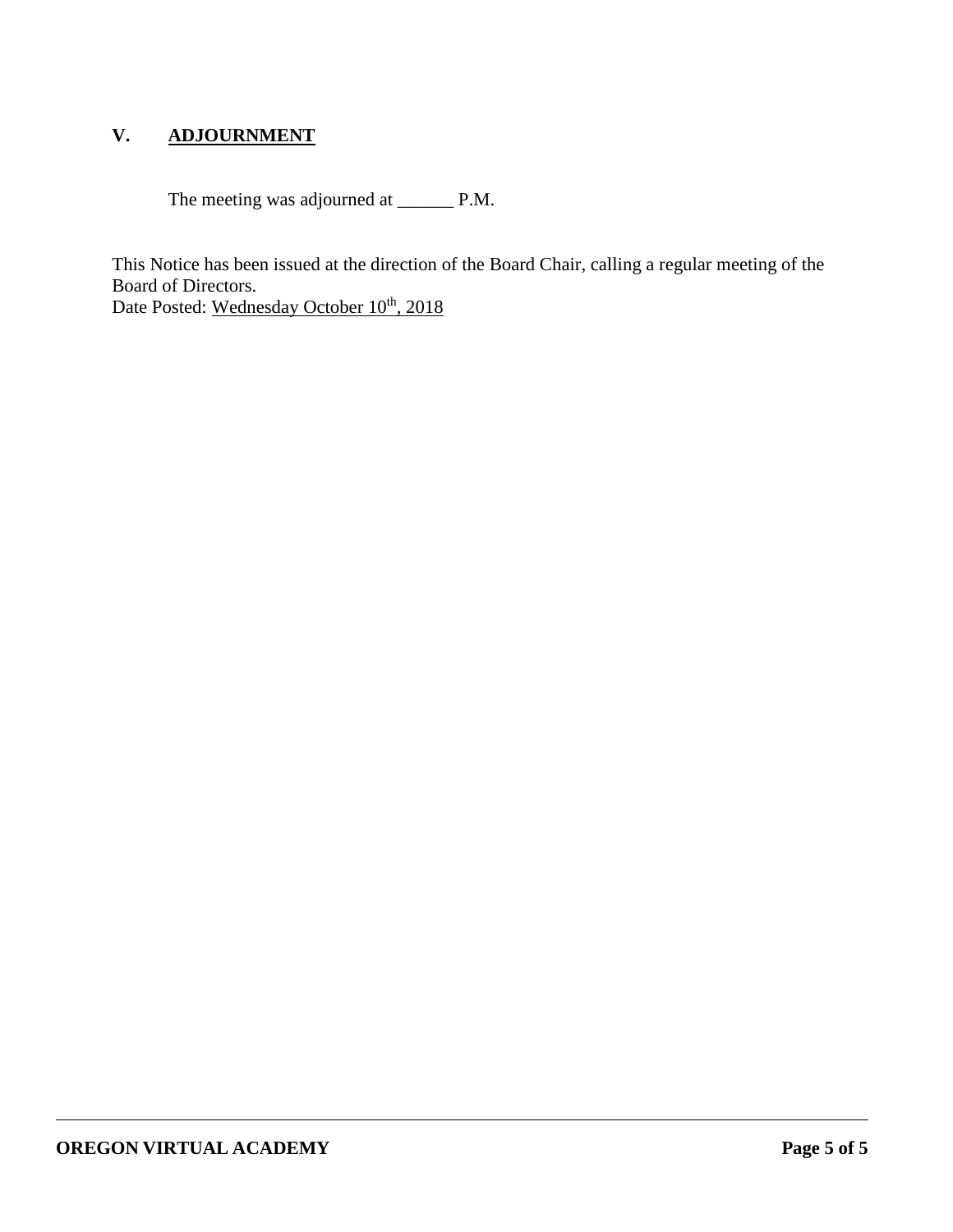## V. ADJOURNMENT

The meeting was adjourned at ______ P.M.

This Notice has been issued at the direction of the Board Chair, calling a regular meeting of the Board of Directors.
Date Posted: Wednesday October 10th, 2018